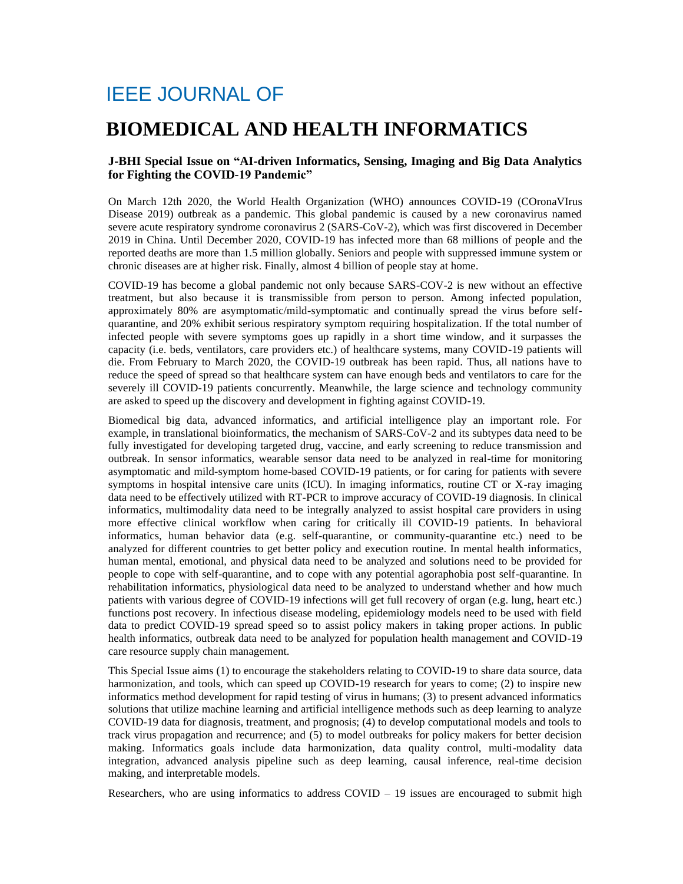# IEEE JOURNAL OF

# BIOMEDICAL AND HEALTH INFORMATICS

### J-BHI Special Issue on "AI-driven Informatics, Sensing, Imaging and Big Data Analytics for Fighting the COVID-19 Pandemic"

On March 12th 2020, the World Health Organization (WHO) announces COVID-19 (COronaVIrus Disease 2019) outbreak as a pandemic. This global pandemic is caused by a new coronavirus named severe acute respiratory syndrome coronavirus 2 (SARS-CoV-2), which was first discovered in December 2019 in China. Until December 2020, COVID-19 has infected more than 68 millions of people and the reported deaths are more than 1.5 million globally. Seniors and people with suppressed immune system or chronic diseases are at higher risk. Finally, almost 4 billion of people stay at home.

COVID-19 has become a global pandemic not only because SARS-COV-2 is new without an effective treatment, but also because it is transmissible from person to person. Among infected population, approximately 80% are asymptomatic/mild-symptomatic and continually spread the virus before self-quarantine, and 20% exhibit serious respiratory symptom requiring hospitalization. If the total number of infected people with severe symptoms goes up rapidly in a short time window, and it surpasses the capacity (i.e. beds, ventilators, care providers etc.) of healthcare systems, many COVID-19 patients will die. From February to March 2020, the COVID-19 outbreak has been rapid. Thus, all nations have to reduce the speed of spread so that healthcare system can have enough beds and ventilators to care for the severely ill COVID-19 patients concurrently. Meanwhile, the large science and technology community are asked to speed up the discovery and development in fighting against COVID-19.

Biomedical big data, advanced informatics, and artificial intelligence play an important role. For example, in translational bioinformatics, the mechanism of SARS-CoV-2 and its subtypes data need to be fully investigated for developing targeted drug, vaccine, and early screening to reduce transmission and outbreak. In sensor informatics, wearable sensor data need to be analyzed in real-time for monitoring asymptomatic and mild-symptom home-based COVID-19 patients, or for caring for patients with severe symptoms in hospital intensive care units (ICU). In imaging informatics, routine CT or X-ray imaging data need to be effectively utilized with RT-PCR to improve accuracy of COVID-19 diagnosis. In clinical informatics, multimodality data need to be integrally analyzed to assist hospital care providers in using more effective clinical workflow when caring for critically ill COVID-19 patients. In behavioral informatics, human behavior data (e.g. self-quarantine, or community-quarantine etc.) need to be analyzed for different countries to get better policy and execution routine. In mental health informatics, human mental, emotional, and physical data need to be analyzed and solutions need to be provided for people to cope with self-quarantine, and to cope with any potential agoraphobia post self-quarantine. In rehabilitation informatics, physiological data need to be analyzed to understand whether and how much patients with various degree of COVID-19 infections will get full recovery of organ (e.g. lung, heart etc.) functions post recovery. In infectious disease modeling, epidemiology models need to be used with field data to predict COVID-19 spread speed so to assist policy makers in taking proper actions. In public health informatics, outbreak data need to be analyzed for population health management and COVID-19 care resource supply chain management.

This Special Issue aims (1) to encourage the stakeholders relating to COVID-19 to share data source, data harmonization, and tools, which can speed up COVID-19 research for years to come; (2) to inspire new informatics method development for rapid testing of virus in humans; (3) to present advanced informatics solutions that utilize machine learning and artificial intelligence methods such as deep learning to analyze COVID-19 data for diagnosis, treatment, and prognosis; (4) to develop computational models and tools to track virus propagation and recurrence; and (5) to model outbreaks for policy makers for better decision making. Informatics goals include data harmonization, data quality control, multi-modality data integration, advanced analysis pipeline such as deep learning, causal inference, real-time decision making, and interpretable models.

Researchers, who are using informatics to address COVID – 19 issues are encouraged to submit high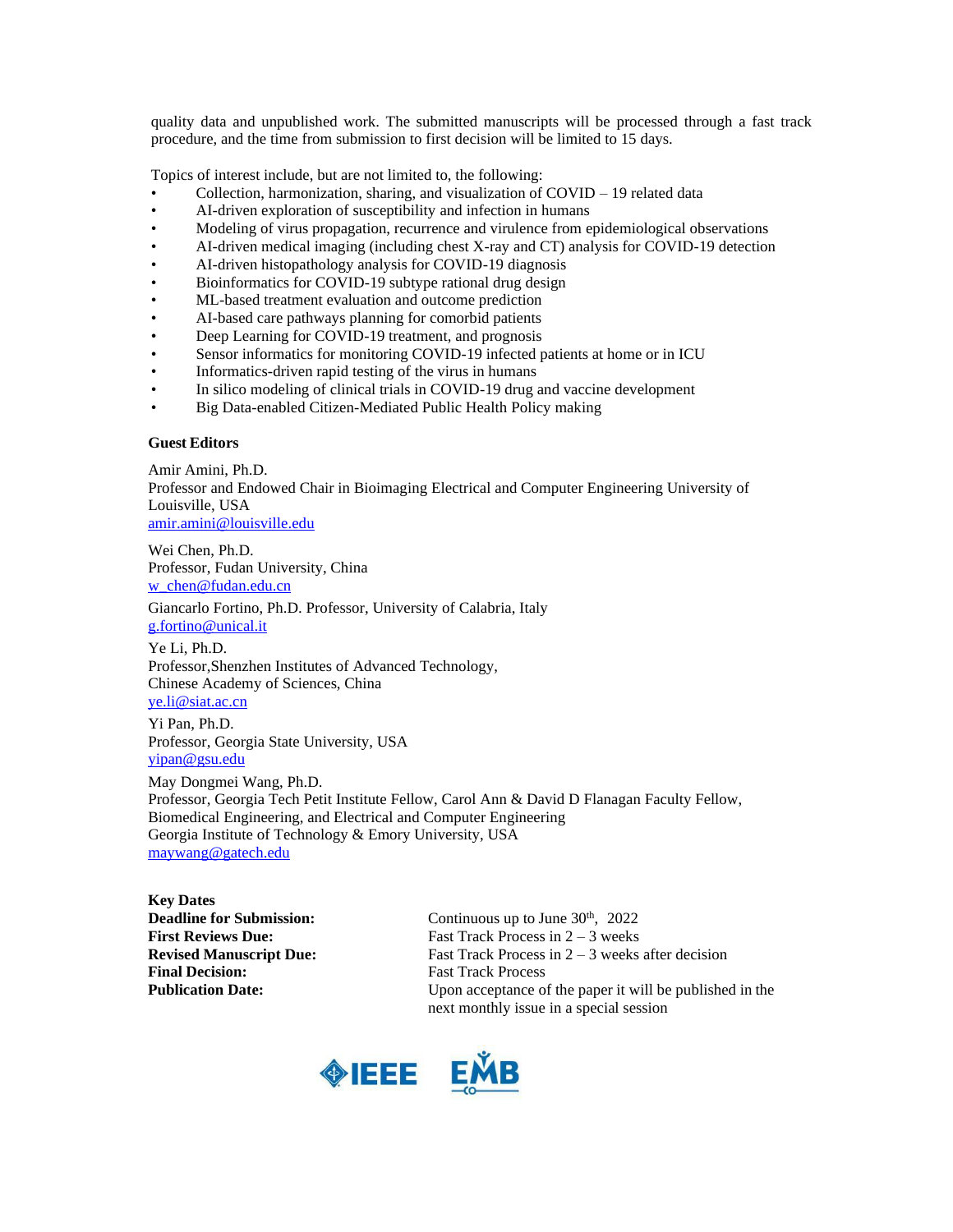quality data and unpublished work. The submitted manuscripts will be processed through a fast track procedure, and the time from submission to first decision will be limited to 15 days.

Topics of interest include, but are not limited to, the following:

- Collection, harmonization, sharing, and visualization of COVID – 19 related data
- AI-driven exploration of susceptibility and infection in humans
- Modeling of virus propagation, recurrence and virulence from epidemiological observations
- AI-driven medical imaging (including chest X-ray and CT) analysis for COVID-19 detection
- AI-driven histopathology analysis for COVID-19 diagnosis
- Bioinformatics for COVID-19 subtype rational drug design
- ML-based treatment evaluation and outcome prediction
- AI-based care pathways planning for comorbid patients
- Deep Learning for COVID-19 treatment, and prognosis
- Sensor informatics for monitoring COVID-19 infected patients at home or in ICU
- Informatics-driven rapid testing of the virus in humans
- In silico modeling of clinical trials in COVID-19 drug and vaccine development
- Big Data-enabled Citizen-Mediated Public Health Policy making

**Guest Editors**

Amir Amini, Ph.D.
Professor and Endowed Chair in Bioimaging Electrical and Computer Engineering University of Louisville, USA
amir.amini@louisville.edu

Wei Chen, Ph.D.
Professor, Fudan University, China
w_chen@fudan.edu.cn

Giancarlo Fortino, Ph.D. Professor, University of Calabria, Italy
g.fortino@unical.it

Ye Li, Ph.D.
Professor,Shenzhen Institutes of Advanced Technology,
Chinese Academy of Sciences, China
ye.li@siat.ac.cn

Yi Pan, Ph.D.
Professor, Georgia State University, USA
yipan@gsu.edu

May Dongmei Wang, Ph.D.
Professor, Georgia Tech Petit Institute Fellow, Carol Ann & David D Flanagan Faculty Fellow, Biomedical Engineering, and Electrical and Computer Engineering
Georgia Institute of Technology & Emory University, USA
maywang@gatech.edu

**Key Dates**

| | |
|---|---|
| **Deadline for Submission:** | Continuous up to June 30th, 2022 |
| **First Reviews Due:** | Fast Track Process in 2 – 3 weeks |
| **Revised Manuscript Due:** | Fast Track Process in 2 – 3 weeks after decision |
| **Final Decision:** | Fast Track Process |
| **Publication Date:** | Upon acceptance of the paper it will be published in the next monthly issue in a special session |

IEEE EMB